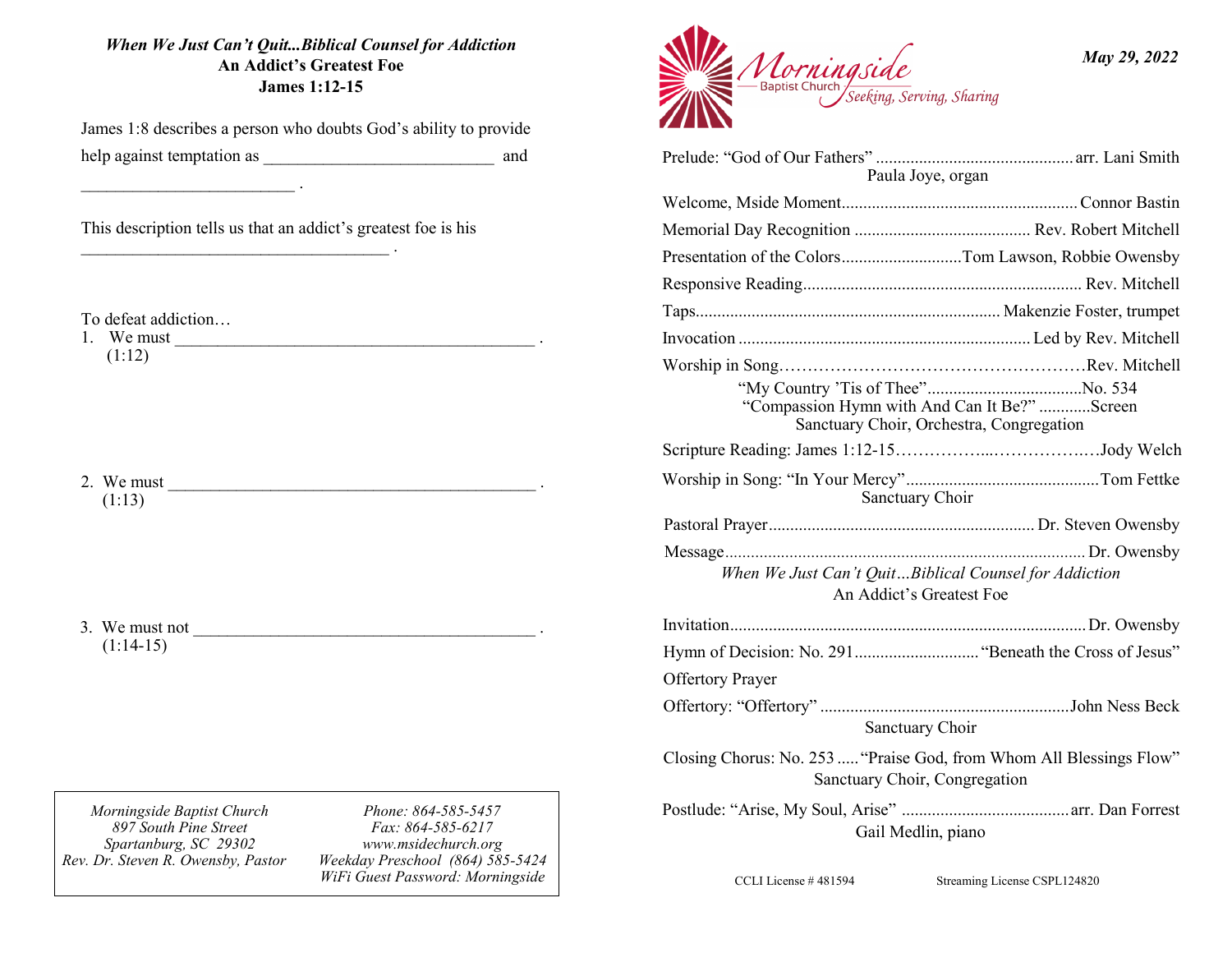***When We Just Can't Quit...Biblical Counsel for Addiction***
**An Addict's Greatest Foe**
**James 1:12-15**

James 1:8 describes a person who doubts God's ability to provide help against temptation as ___________________________ and ________________________ .

This description tells us that an addict's greatest foe is his ____________________________________ .

To defeat addiction…

1. We must __________________________________________ .
   (1:12)

2. We must ___________________________________________ .
   (1:13)

3. We must not ________________________________________ .
   (1:14-15)

*Morningside Baptist Church*
*897 South Pine Street*
*Spartanburg, SC 29302*
*Rev. Dr. Steven R. Owensby, Pastor*

*Phone: 864-585-5457*
*Fax: 864-585-6217*
*www.msidechurch.org*
*Weekday Preschool (864) 585-5424*
*WiFi Guest Password: Morningside*

Morningside Baptist Church
*Seeking, Serving, Sharing*

***May 29, 2022***

Prelude: "God of Our Fathers" .......... arr. Lani Smith
Paula Joye, organ

Welcome, Mside Moment .......... Connor Bastin

Memorial Day Recognition .......... Rev. Robert Mitchell

Presentation of the Colors .......... Tom Lawson, Robbie Owensby

Responsive Reading .......... Rev. Mitchell

Taps .......... Makenzie Foster, trumpet

Invocation .......... Led by Rev. Mitchell

Worship in Song .......... Rev. Mitchell
"My Country 'Tis of Thee" .......... No. 534
"Compassion Hymn with And Can It Be?" .......... Screen
Sanctuary Choir, Orchestra, Congregation

Scripture Reading: James 1:12-15 .......... Jody Welch

Worship in Song: "In Your Mercy" .......... Tom Fettke
Sanctuary Choir

Pastoral Prayer .......... Dr. Steven Owensby

Message .......... Dr. Owensby
*When We Just Can't Quit…Biblical Counsel for Addiction*
An Addict's Greatest Foe

Invitation .......... Dr. Owensby

Hymn of Decision: No. 291 .......... "Beneath the Cross of Jesus"

Offertory Prayer

Offertory: "Offertory" .......... John Ness Beck
Sanctuary Choir

Closing Chorus: No. 253 ..... "Praise God, from Whom All Blessings Flow"
Sanctuary Choir, Congregation

Postlude: "Arise, My Soul, Arise" .......... arr. Dan Forrest
Gail Medlin, piano

CCLI License # 481594 Streaming License CSPL124820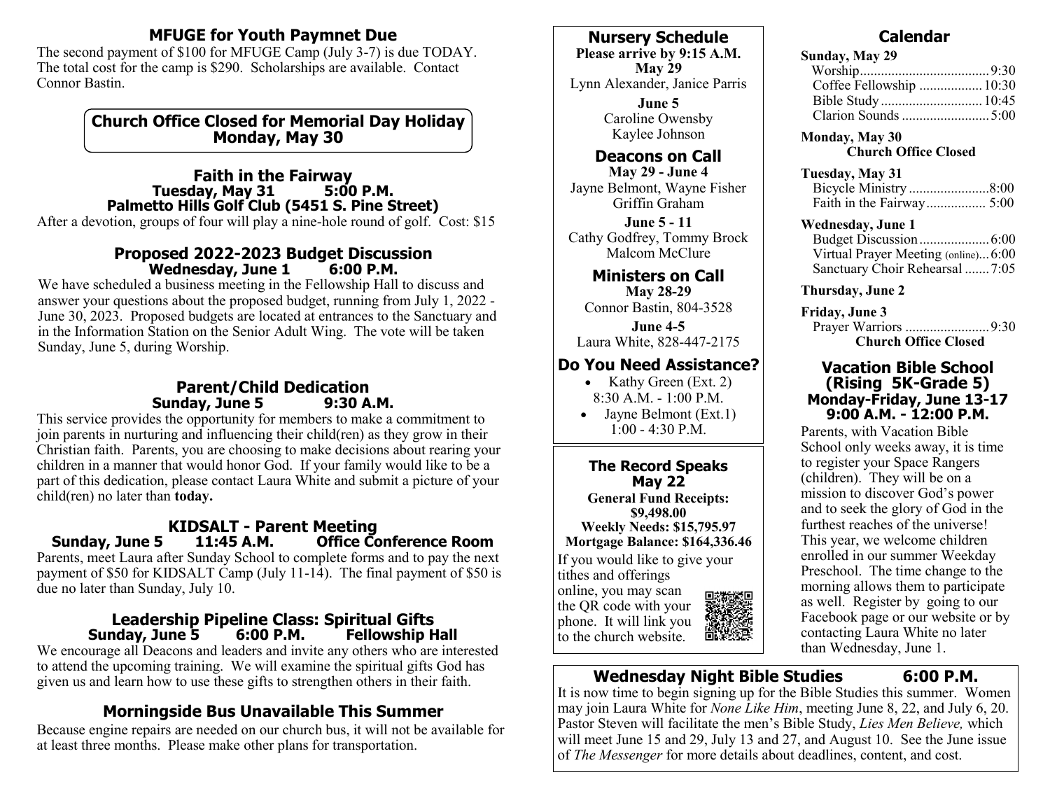## MFUGE for Youth Paymnet Due

The second payment of $100 for MFUGE Camp (July 3-7) is due TODAY. The total cost for the camp is $290. Scholarships are available. Contact Connor Bastin.

## Church Office Closed for Memorial Day Holiday Monday, May 30

## Faith in the Fairway

**Tuesday, May 31 5:00 P.M.**
**Palmetto Hills Golf Club (5451 S. Pine Street)**

After a devotion, groups of four will play a nine-hole round of golf. Cost: $15

## Proposed 2022-2023 Budget Discussion

**Wednesday, June 1 6:00 P.M.**

We have scheduled a business meeting in the Fellowship Hall to discuss and answer your questions about the proposed budget, running from July 1, 2022 - June 30, 2023. Proposed budgets are located at entrances to the Sanctuary and in the Information Station on the Senior Adult Wing. The vote will be taken Sunday, June 5, during Worship.

## Parent/Child Dedication

**Sunday, June 5 9:30 A.M.**

This service provides the opportunity for members to make a commitment to join parents in nurturing and influencing their child(ren) as they grow in their Christian faith. Parents, you are choosing to make decisions about rearing your children in a manner that would honor God. If your family would like to be a part of this dedication, please contact Laura White and submit a picture of your child(ren) no later than **today.**

## KIDSALT - Parent Meeting

**Sunday, June 5 11:45 A.M. Office Conference Room**

Parents, meet Laura after Sunday School to complete forms and to pay the next payment of $50 for KIDSALT Camp (July 11-14). The final payment of $50 is due no later than Sunday, July 10.

## Leadership Pipeline Class: Spiritual Gifts

**Sunday, June 5 6:00 P.M. Fellowship Hall**

We encourage all Deacons and leaders and invite any others who are interested to attend the upcoming training. We will examine the spiritual gifts God has given us and learn how to use these gifts to strengthen others in their faith.

## Morningside Bus Unavailable This Summer

Because engine repairs are needed on our church bus, it will not be available for at least three months. Please make other plans for transportation.

## Nursery Schedule

**Please arrive by 9:15 A.M.**

**May 29**
Lynn Alexander, Janice Parris

**June 5**
Caroline Owensby
Kaylee Johnson

## Deacons on Call

**May 29 - June 4**
Jayne Belmont, Wayne Fisher
Griffin Graham

**June 5 - 11**
Cathy Godfrey, Tommy Brock
Malcom McClure

## Ministers on Call

**May 28-29**
Connor Bastin, 804-3528

**June 4-5**
Laura White, 828-447-2175

## Do You Need Assistance?

- Kathy Green (Ext. 2) 8:30 A.M. - 1:00 P.M.
- Jayne Belmont (Ext.1) 1:00 - 4:30 P.M.

## The Record Speaks May 22

**General Fund Receipts: $9,498.00**
**Weekly Needs: $15,795.97**
**Mortgage Balance: $164,336.46**

If you would like to give your tithes and offerings online, you may scan the QR code with your phone. It will link you to the church website.

## Calendar

**Sunday, May 29**
Worship.................9:30
Coffee Fellowship.................10:30
Bible Study.................10:45
Clarion Sounds.................5:00

**Monday, May 30**
**Church Office Closed**

**Tuesday, May 31**
Bicycle Ministry.................8:00
Faith in the Fairway.................5:00

**Wednesday, June 1**
Budget Discussion.................6:00
Virtual Prayer Meeting (online)...6:00
Sanctuary Choir Rehearsal.......7:05

**Thursday, June 2**

**Friday, June 3**
Prayer Warriors.................9:30
**Church Office Closed**

## Vacation Bible School (Rising 5K-Grade 5)

**Monday-Friday, June 13-17**
**9:00 A.M. - 12:00 P.M.**

Parents, with Vacation Bible School only weeks away, it is time to register your Space Rangers (children). They will be on a mission to discover God's power and to seek the glory of God in the furthest reaches of the universe! This year, we welcome children enrolled in our summer Weekday Preschool. The time change to the morning allows them to participate as well. Register by going to our Facebook page or our website or by contacting Laura White no later than Wednesday, June 1.

## Wednesday Night Bible Studies 6:00 P.M.

It is now time to begin signing up for the Bible Studies this summer. Women may join Laura White for *None Like Him*, meeting June 8, 22, and July 6, 20. Pastor Steven will facilitate the men's Bible Study, *Lies Men Believe,* which will meet June 15 and 29, July 13 and 27, and August 10. See the June issue of *The Messenger* for more details about deadlines, content, and cost.